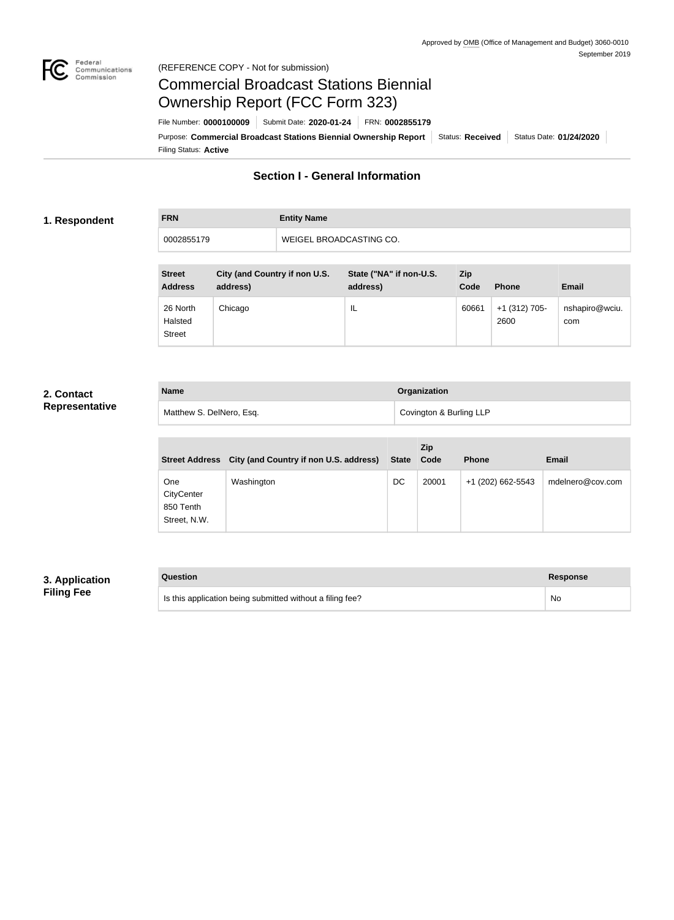Approved by OMB (Office of Management and Budget) 3060-0010
September 2019

(REFERENCE COPY - Not for submission)

# Commercial Broadcast Stations Biennial Ownership Report (FCC Form 323)

File Number: **0000100009** | Submit Date: **2020-01-24** | FRN: **0002855179**

Purpose: **Commercial Broadcast Stations Biennial Ownership Report** | Status: **Received** | Status Date: **01/24/2020**

Filing Status: **Active**

## Section I - General Information

### 1. Respondent

| FRN | Entity Name |
| --- | --- |
| 0002855179 | WEIGEL BROADCASTING CO. |

| Street Address | City (and Country if non U.S. address) | State ("NA" if non-U.S. address) | Zip Code | Phone | Email |
| --- | --- | --- | --- | --- | --- |
| 26 North Halsted Street | Chicago | IL | 60661 | +1 (312) 705-2600 | nshapiro@wciu.com |

### 2. Contact Representative

| Name | Organization |
| --- | --- |
| Matthew S. DelNero, Esq. | Covington & Burling LLP |

| Street Address | City (and Country if non U.S. address) | State | Zip Code | Phone | Email |
| --- | --- | --- | --- | --- | --- |
| One CityCenter 850 Tenth Street, N.W. | Washington | DC | 20001 | +1 (202) 662-5543 | mdelnero@cov.com |

### 3. Application Filing Fee

| Question | Response |
| --- | --- |
| Is this application being submitted without a filing fee? | No |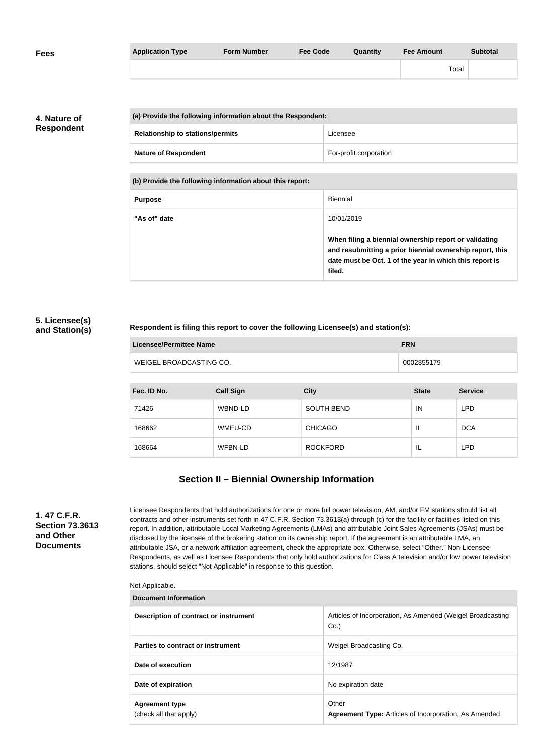**Fees**

| Application Type | Form Number | Fee Code | Quantity | Fee Amount | Subtotal |
|---|---|---|---|---|---|
| | | | | Total | |

**4. Nature of Respondent**

| (a) Provide the following information about the Respondent: | |
|---|---|
| **Relationship to stations/permits** | Licensee |
| **Nature of Respondent** | For-profit corporation |

| (b) Provide the following information about this report: | |
|---|---|
| **Purpose** | Biennial |
| **"As of" date** | 10/01/2019<br><br>**When filing a biennial ownership report or validating and resubmitting a prior biennial ownership report, this date must be Oct. 1 of the year in which this report is filed.** |

**5. Licensee(s) and Station(s)**

**Respondent is filing this report to cover the following Licensee(s) and station(s):**

| Licensee/Permittee Name | FRN |
|---|---|
| WEIGEL BROADCASTING CO. | 0002855179 |

| Fac. ID No. | Call Sign | City | State | Service |
|---|---|---|---|---|
| 71426 | WBND-LD | SOUTH BEND | IN | LPD |
| 168662 | WMEU-CD | CHICAGO | IL | DCA |
| 168664 | WFBN-LD | ROCKFORD | IL | LPD |

## Section II – Biennial Ownership Information

**1. 47 C.F.R. Section 73.3613 and Other Documents**

Licensee Respondents that hold authorizations for one or more full power television, AM, and/or FM stations should list all contracts and other instruments set forth in 47 C.F.R. Section 73.3613(a) through (c) for the facility or facilities listed on this report. In addition, attributable Local Marketing Agreements (LMAs) and attributable Joint Sales Agreements (JSAs) must be disclosed by the licensee of the brokering station on its ownership report. If the agreement is an attributable LMA, an attributable JSA, or a network affiliation agreement, check the appropriate box. Otherwise, select "Other." Non-Licensee Respondents, as well as Licensee Respondents that only hold authorizations for Class A television and/or low power television stations, should select "Not Applicable" in response to this question.

Not Applicable.

| Document Information | |
|---|---|
| **Description of contract or instrument** | Articles of Incorporation, As Amended (Weigel Broadcasting Co.) |
| **Parties to contract or instrument** | Weigel Broadcasting Co. |
| **Date of execution** | 12/1987 |
| **Date of expiration** | No expiration date |
| **Agreement type**<br>(check all that apply) | Other<br>**Agreement Type:** Articles of Incorporation, As Amended |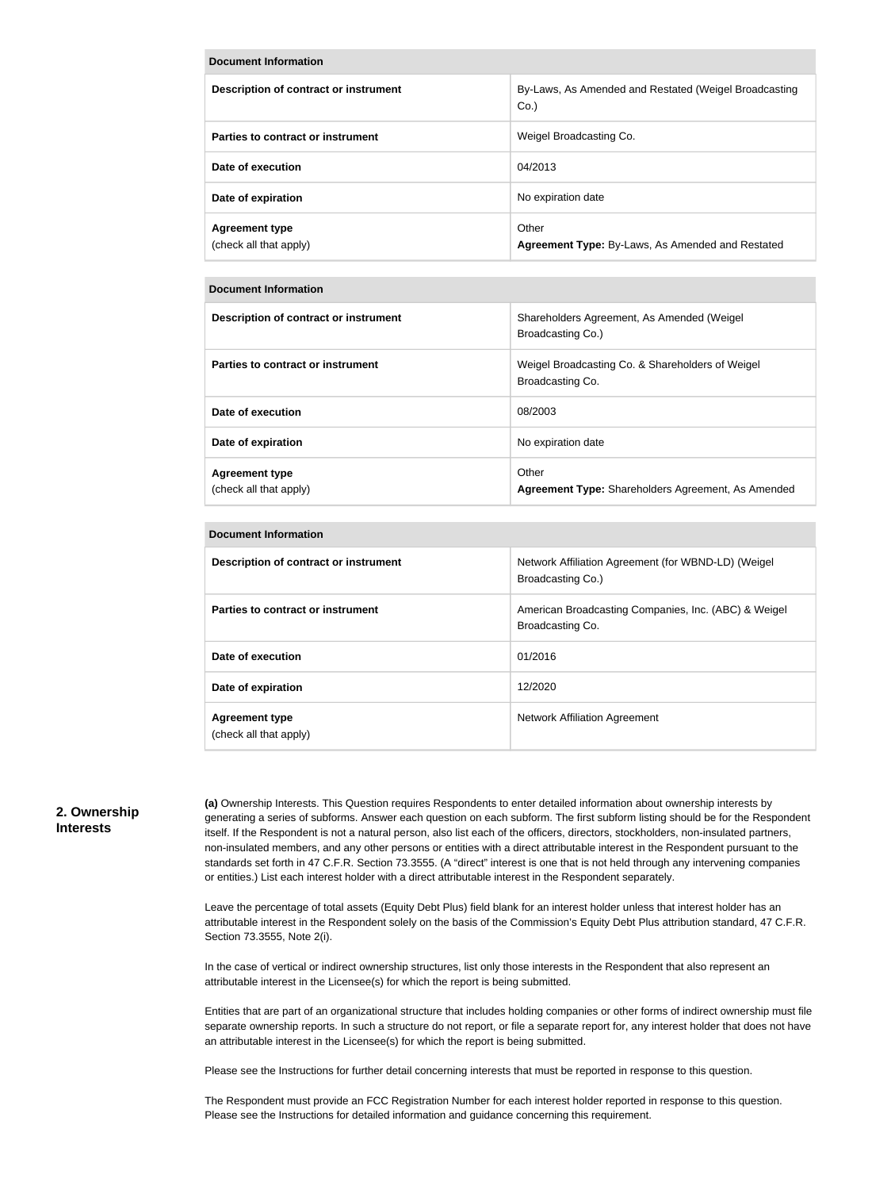| Document Information | |
|---|---|
| **Description of contract or instrument** | By-Laws, As Amended and Restated (Weigel Broadcasting Co.) |
| **Parties to contract or instrument** | Weigel Broadcasting Co. |
| **Date of execution** | 04/2013 |
| **Date of expiration** | No expiration date |
| **Agreement type** (check all that apply) | Other **Agreement Type:** By-Laws, As Amended and Restated |

| Document Information | |
|---|---|
| **Description of contract or instrument** | Shareholders Agreement, As Amended (Weigel Broadcasting Co.) |
| **Parties to contract or instrument** | Weigel Broadcasting Co. & Shareholders of Weigel Broadcasting Co. |
| **Date of execution** | 08/2003 |
| **Date of expiration** | No expiration date |
| **Agreement type** (check all that apply) | Other **Agreement Type:** Shareholders Agreement, As Amended |

| Document Information | |
|---|---|
| **Description of contract or instrument** | Network Affiliation Agreement (for WBND-LD) (Weigel Broadcasting Co.) |
| **Parties to contract or instrument** | American Broadcasting Companies, Inc. (ABC) & Weigel Broadcasting Co. |
| **Date of execution** | 01/2016 |
| **Date of expiration** | 12/2020 |
| **Agreement type** (check all that apply) | Network Affiliation Agreement |

## 2. Ownership Interests

**(a)** Ownership Interests. This Question requires Respondents to enter detailed information about ownership interests by generating a series of subforms. Answer each question on each subform. The first subform listing should be for the Respondent itself. If the Respondent is not a natural person, also list each of the officers, directors, stockholders, non-insulated partners, non-insulated members, and any other persons or entities with a direct attributable interest in the Respondent pursuant to the standards set forth in 47 C.F.R. Section 73.3555. (A "direct" interest is one that is not held through any intervening companies or entities.) List each interest holder with a direct attributable interest in the Respondent separately.

Leave the percentage of total assets (Equity Debt Plus) field blank for an interest holder unless that interest holder has an attributable interest in the Respondent solely on the basis of the Commission's Equity Debt Plus attribution standard, 47 C.F.R. Section 73.3555, Note 2(i).

In the case of vertical or indirect ownership structures, list only those interests in the Respondent that also represent an attributable interest in the Licensee(s) for which the report is being submitted.

Entities that are part of an organizational structure that includes holding companies or other forms of indirect ownership must file separate ownership reports. In such a structure do not report, or file a separate report for, any interest holder that does not have an attributable interest in the Licensee(s) for which the report is being submitted.

Please see the Instructions for further detail concerning interests that must be reported in response to this question.

The Respondent must provide an FCC Registration Number for each interest holder reported in response to this question. Please see the Instructions for detailed information and guidance concerning this requirement.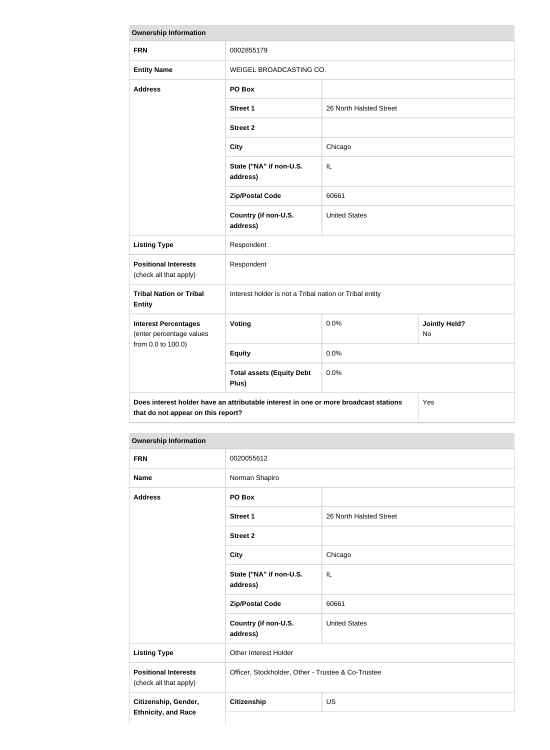| Ownership Information | | | |
|---|---|---|---|
| **FRN** | 0002855179 | | |
| **Entity Name** | WEIGEL BROADCASTING CO. | | |
| **Address** | **PO Box** | | |
| | **Street 1** | 26 North Halsted Street | |
| | **Street 2** | | |
| | **City** | Chicago | |
| | **State ("NA" if non-U.S. address)** | IL | |
| | **Zip/Postal Code** | 60661 | |
| | **Country (if non-U.S. address)** | United States | |
| **Listing Type** | Respondent | | |
| **Positional Interests** (check all that apply) | Respondent | | |
| **Tribal Nation or Tribal Entity** | Interest holder is not a Tribal nation or Tribal entity | | |
| **Interest Percentages** (enter percentage values from 0.0 to 100.0) | **Voting** | 0.0% | **Jointly Held?** No |
| | **Equity** | 0.0% | |
| | **Total assets (Equity Debt Plus)** | 0.0% | |
| **Does interest holder have an attributable interest in one or more broadcast stations that do not appear on this report?** | | | Yes |

| Ownership Information | | |
|---|---|---|
| **FRN** | 0020055612 | |
| **Name** | Norman Shapiro | |
| **Address** | **PO Box** | |
| | **Street 1** | 26 North Halsted Street |
| | **Street 2** | |
| | **City** | Chicago |
| | **State ("NA" if non-U.S. address)** | IL |
| | **Zip/Postal Code** | 60661 |
| | **Country (if non-U.S. address)** | United States |
| **Listing Type** | Other Interest Holder | |
| **Positional Interests** (check all that apply) | Officer, Stockholder, Other - Trustee & Co-Trustee | |
| **Citizenship, Gender, Ethnicity, and Race** | **Citizenship** | US |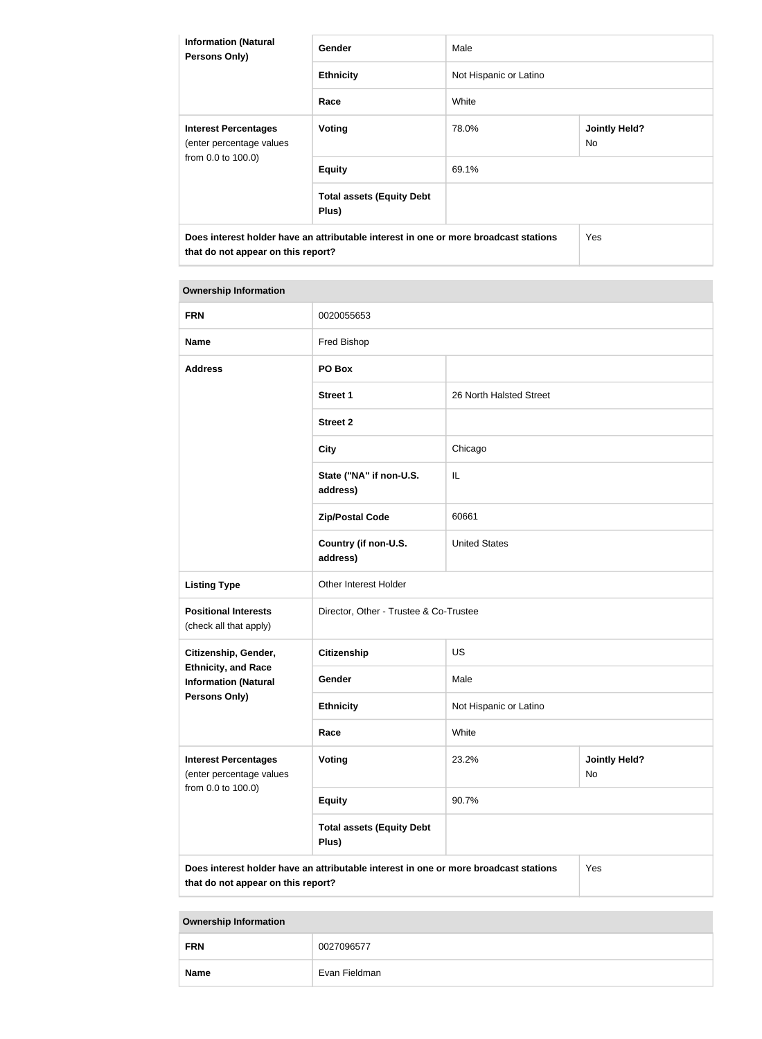| Information (Natural Persons Only) | Gender | Male | |
|---|---|---|---|
| | Ethnicity | Not Hispanic or Latino | |
| | Race | White | |
| Interest Percentages (enter percentage values from 0.0 to 100.0) | Voting | 78.0% | Jointly Held? No |
| | Equity | 69.1% | |
| | Total assets (Equity Debt Plus) | | |
| Does interest holder have an attributable interest in one or more broadcast stations that do not appear on this report? | | | Yes |

| Ownership Information | | | |
|---|---|---|---|
| FRN | 0020055653 | | |
| Name | Fred Bishop | | |
| Address | PO Box | | |
| | Street 1 | 26 North Halsted Street | |
| | Street 2 | | |
| | City | Chicago | |
| | State ("NA" if non-U.S. address) | IL | |
| | Zip/Postal Code | 60661 | |
| | Country (if non-U.S. address) | United States | |
| Listing Type | Other Interest Holder | | |
| Positional Interests (check all that apply) | Director, Other - Trustee & Co-Trustee | | |
| Citizenship, Gender, Ethnicity, and Race Information (Natural Persons Only) | Citizenship | US | |
| | Gender | Male | |
| | Ethnicity | Not Hispanic or Latino | |
| | Race | White | |
| Interest Percentages (enter percentage values from 0.0 to 100.0) | Voting | 23.2% | Jointly Held? No |
| | Equity | 90.7% | |
| | Total assets (Equity Debt Plus) | | |
| Does interest holder have an attributable interest in one or more broadcast stations that do not appear on this report? | | | Yes |

| Ownership Information | |
|---|---|
| FRN | 0027096577 |
| Name | Evan Fieldman |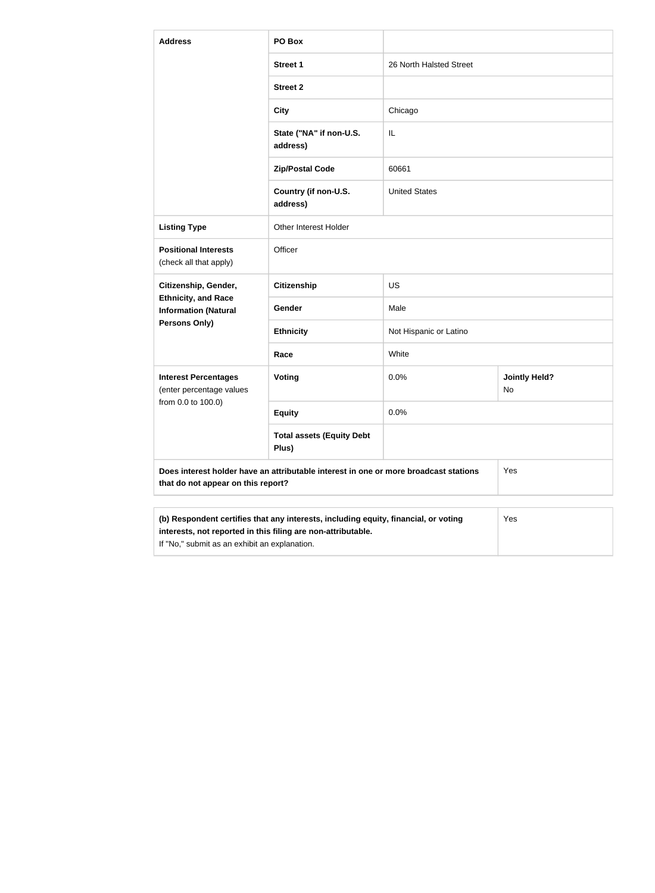| Address | PO Box | | |
|---|---|---|---|
| | Street 1 | 26 North Halsted Street | |
| | Street 2 | | |
| | City | Chicago | |
| | State ("NA" if non-U.S. address) | IL | |
| | Zip/Postal Code | 60661 | |
| | Country (if non-U.S. address) | United States | |
| Listing Type | Other Interest Holder | | |
| Positional Interests (check all that apply) | Officer | | |
| Citizenship, Gender, Ethnicity, and Race Information (Natural Persons Only) | Citizenship | US | |
| | Gender | Male | |
| | Ethnicity | Not Hispanic or Latino | |
| | Race | White | |
| Interest Percentages (enter percentage values from 0.0 to 100.0) | Voting | 0.0% | Jointly Held? No |
| | Equity | 0.0% | |
| | Total assets (Equity Debt Plus) | | |
| Does interest holder have an attributable interest in one or more broadcast stations that do not appear on this report? | | | Yes |

| (b) Respondent certifies that any interests, including equity, financial, or voting interests, not reported in this filing are non-attributable. If "No," submit as an exhibit an explanation. | Yes |
|---|---|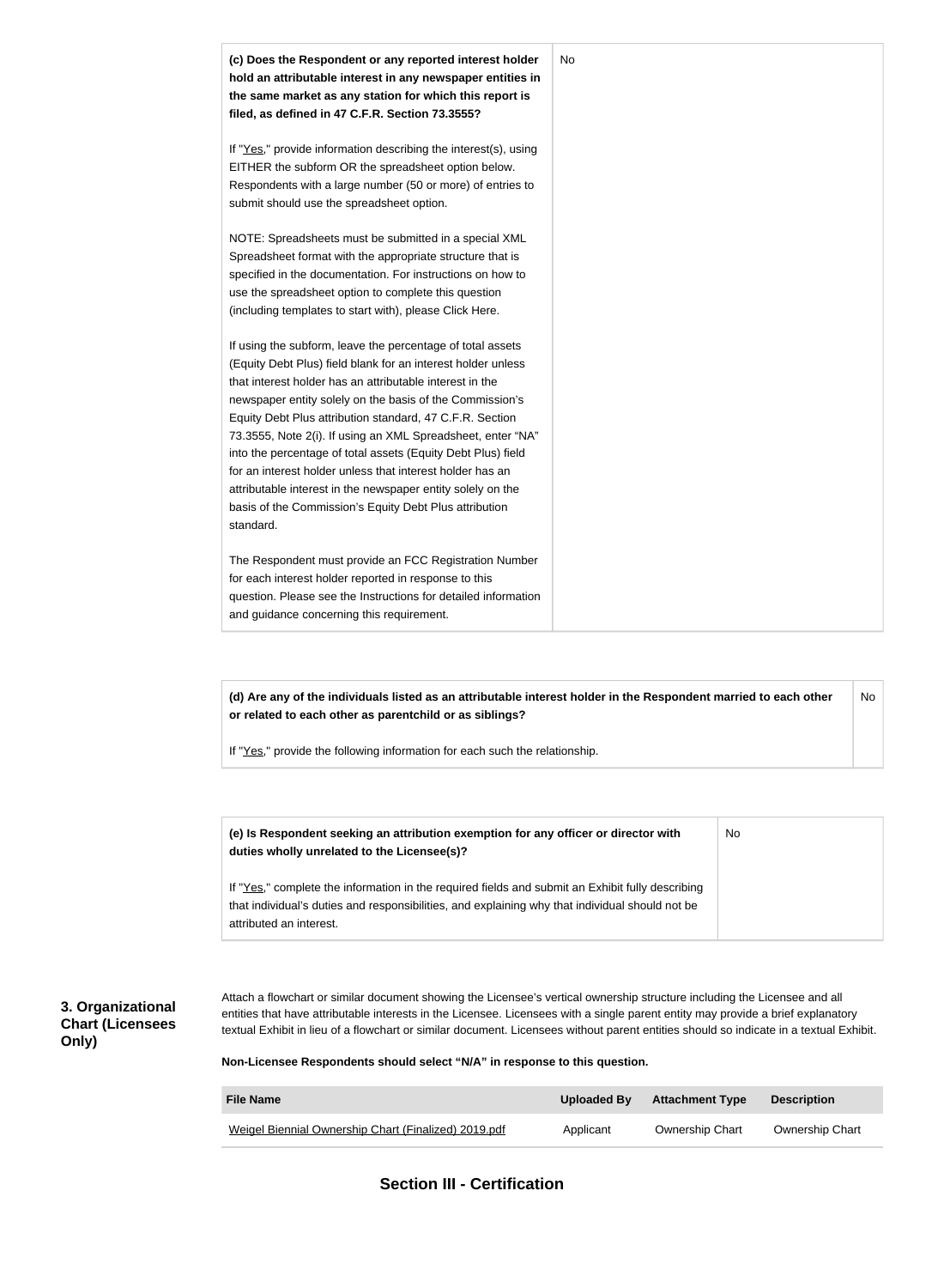| **(c) Does the Respondent or any reported interest holder hold an attributable interest in any newspaper entities in the same market as any station for which this report is filed, as defined in 47 C.F.R. Section 73.3555?**<br><br>If "Yes," provide information describing the interest(s), using EITHER the subform OR the spreadsheet option below. Respondents with a large number (50 or more) of entries to submit should use the spreadsheet option.<br><br>NOTE: Spreadsheets must be submitted in a special XML Spreadsheet format with the appropriate structure that is specified in the documentation. For instructions on how to use the spreadsheet option to complete this question (including templates to start with), please Click Here.<br><br>If using the subform, leave the percentage of total assets (Equity Debt Plus) field blank for an interest holder unless that interest holder has an attributable interest in the newspaper entity solely on the basis of the Commission's Equity Debt Plus attribution standard, 47 C.F.R. Section 73.3555, Note 2(i). If using an XML Spreadsheet, enter "NA" into the percentage of total assets (Equity Debt Plus) field for an interest holder unless that interest holder has an attributable interest in the newspaper entity solely on the basis of the Commission's Equity Debt Plus attribution standard.<br><br>The Respondent must provide an FCC Registration Number for each interest holder reported in response to this question. Please see the Instructions for detailed information and guidance concerning this requirement. | No |
|---|---|

| **(d) Are any of the individuals listed as an attributable interest holder in the Respondent married to each other or related to each other as parentchild or as siblings?**<br><br>If "Yes," provide the following information for each such the relationship. | No |
|---|---|

| **(e) Is Respondent seeking an attribution exemption for any officer or director with duties wholly unrelated to the Licensee(s)?**<br><br>If "Yes," complete the information in the required fields and submit an Exhibit fully describing that individual's duties and responsibilities, and explaining why that individual should not be attributed an interest. | No |
|---|---|

### 3. Organizational Chart (Licensees Only)

Attach a flowchart or similar document showing the Licensee's vertical ownership structure including the Licensee and all entities that have attributable interests in the Licensee. Licensees with a single parent entity may provide a brief explanatory textual Exhibit in lieu of a flowchart or similar document. Licensees without parent entities should so indicate in a textual Exhibit.

**Non-Licensee Respondents should select "N/A" in response to this question.**

| File Name | Uploaded By | Attachment Type | Description |
|---|---|---|---|
| Weigel Biennial Ownership Chart (Finalized) 2019.pdf | Applicant | Ownership Chart | Ownership Chart |

## Section III - Certification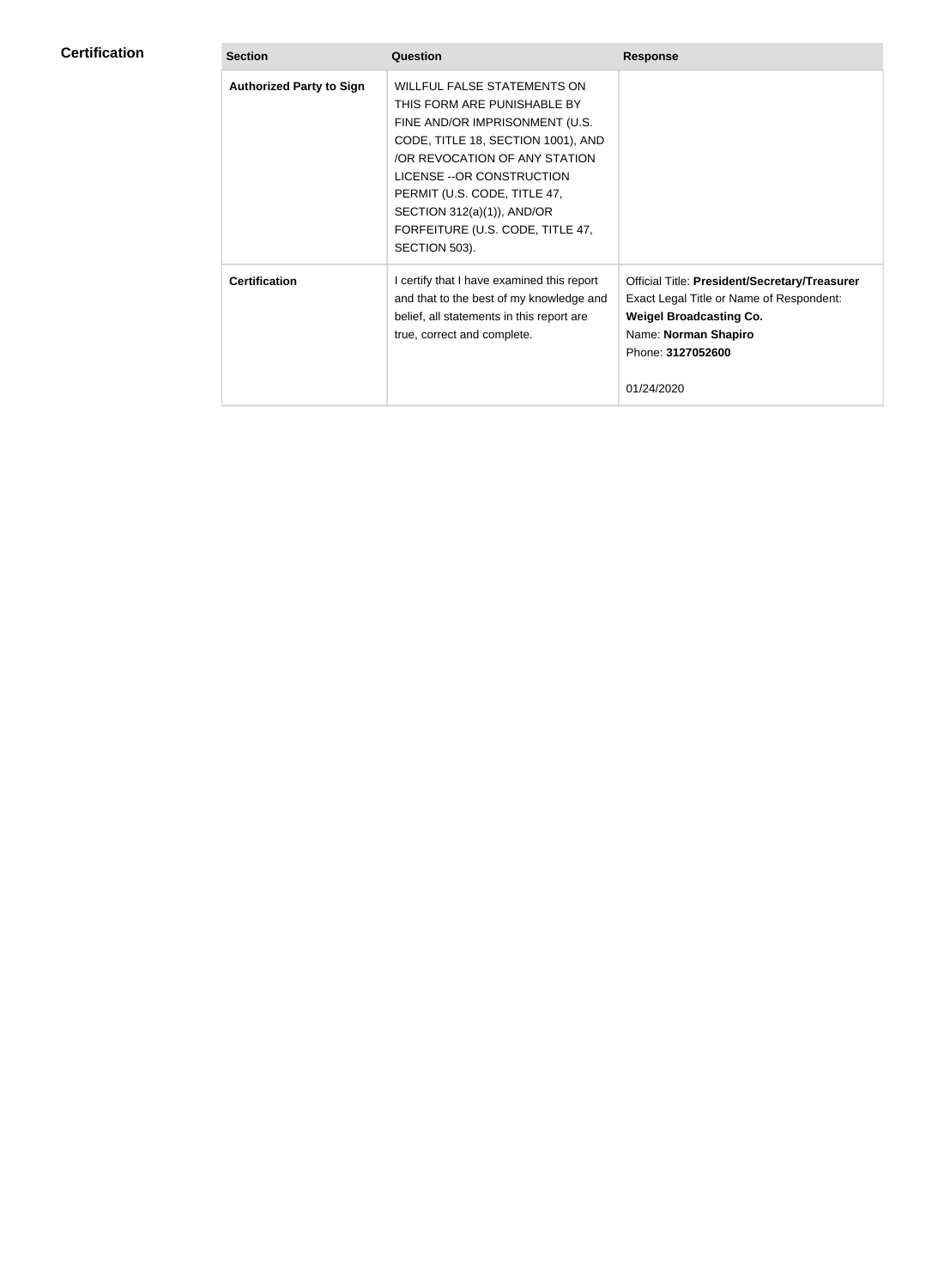## Certification

| Section | Question | Response |
| --- | --- | --- |
| **Authorized Party to Sign** | WILLFUL FALSE STATEMENTS ON THIS FORM ARE PUNISHABLE BY FINE AND/OR IMPRISONMENT (U.S. CODE, TITLE 18, SECTION 1001), AND /OR REVOCATION OF ANY STATION LICENSE --OR CONSTRUCTION PERMIT (U.S. CODE, TITLE 47, SECTION 312(a)(1)), AND/OR FORFEITURE (U.S. CODE, TITLE 47, SECTION 503). | |
| **Certification** | I certify that I have examined this report and that to the best of my knowledge and belief, all statements in this report are true, correct and complete. | Official Title: **President/Secretary/Treasurer**<br>Exact Legal Title or Name of Respondent: **Weigel Broadcasting Co.**<br>Name: **Norman Shapiro**<br>Phone: **3127052600**<br><br>01/24/2020 |